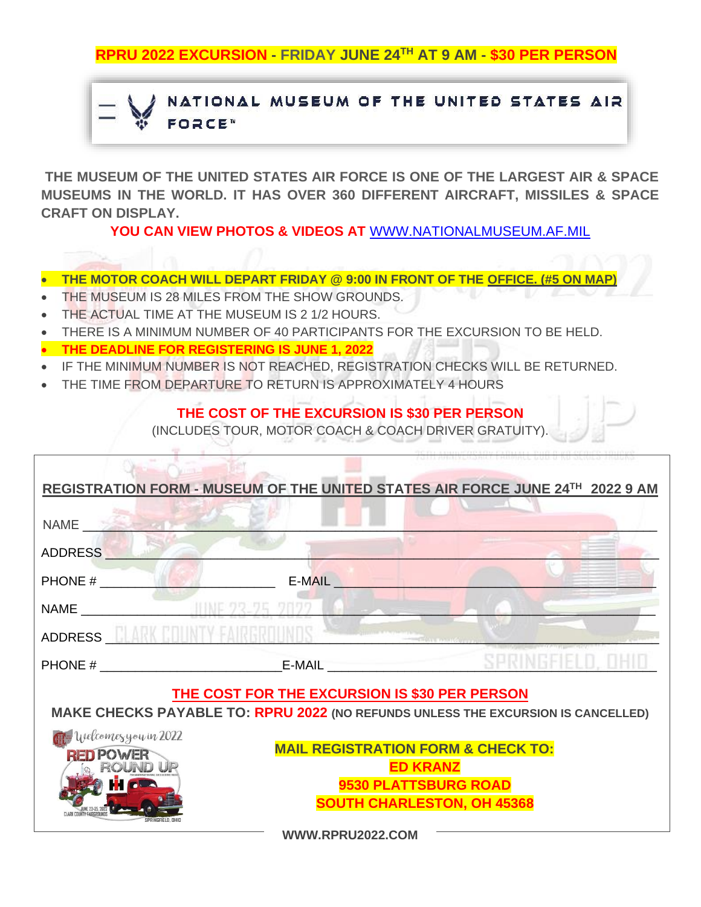**RPRU 2022 EXCURSION - FRIDAY JUNE 24TH AT 9 AM - $30 PER PERSON**

# NATIONAL MUSEUM OF THE UNITED STATES AIR FORCE™

**THE MUSEUM OF THE UNITED STATES AIR FORCE IS ONE OF THE LARGEST AIR & SPACE MUSEUMS IN THE WORLD. IT HAS OVER 360 DIFFERENT AIRCRAFT, MISSILES & SPACE CRAFT ON DISPLAY.**

**YOU CAN VIEW PHOTOS & VIDEOS AT** WWW.NATIONALMUSEUM.AF.MIL

- **THE MOTOR COACH WILL DEPART FRIDAY @ 9:00 IN FRONT OF THE OFFICE. (#5 ON MAP)**
- THE MUSEUM IS 28 MILES FROM THE SHOW GROUNDS.
- THE ACTUAL TIME AT THE MUSEUM IS 2 1/2 HOURS.
- THERE IS A MINIMUM NUMBER OF 40 PARTICIPANTS FOR THE EXCURSION TO BE HELD.
- **THE DEADLINE FOR REGISTERING IS JUNE 1, 2022**
- IF THE MINIMUM NUMBER IS NOT REACHED, REGISTRATION CHECKS WILL BE RETURNED.
- THE TIME FROM DEPARTURE TO RETURN IS APPROXIMATELY 4 HOURS

**THE COST OF THE EXCURSION IS $30 PER PERSON**

(INCLUDES TOUR, MOTOR COACH & COACH DRIVER GRATUITY).

## REGISTRATION FORM - MUSEUM OF THE UNITED STATES AIR FORCE JUNE 24TH 2022 9 AM

NAME ____________________________________________

ADDRESS ____________________________________________

PHONE # ______________________ E-MAIL ______________________

NAME ____________________________________________

ADDRESS ____________________________________________

PHONE # ______________________ E-MAIL ______________________

**THE COST FOR THE EXCURSION IS $30 PER PERSON**

**MAKE CHECKS PAYABLE TO: RPRU 2022 (NO REFUNDS UNLESS THE EXCURSION IS CANCELLED)**

**MAIL REGISTRATION FORM & CHECK TO:**
**ED KRANZ**
**9530 PLATTSBURG ROAD**
**SOUTH CHARLESTON, OH 45368**

**WWW.RPRU2022.COM**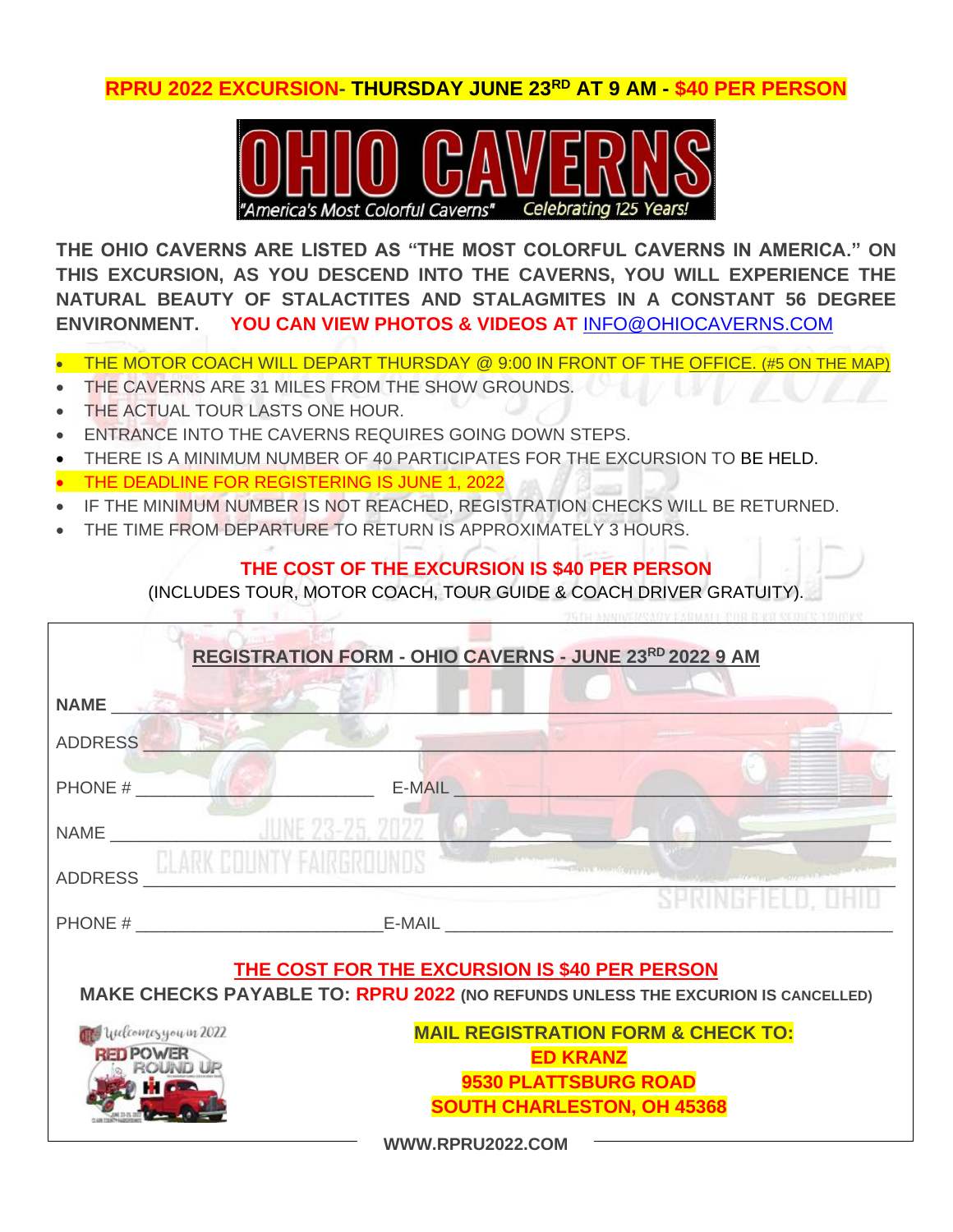# RPRU 2022 EXCURSION- THURSDAY JUNE 23RD AT 9 AM - $40 PER PERSON

OHIO CAVERNS

"America's Most Colorful Caverns" Celebrating 125 Years!

**THE OHIO CAVERNS ARE LISTED AS "THE MOST COLORFUL CAVERNS IN AMERICA." ON THIS EXCURSION, AS YOU DESCEND INTO THE CAVERNS, YOU WILL EXPERIENCE THE NATURAL BEAUTY OF STALACTITES AND STALAGMITES IN A CONSTANT 56 DEGREE ENVIRONMENT. YOU CAN VIEW PHOTOS & VIDEOS AT** INFO@OHIOCAVERNS.COM

- THE MOTOR COACH WILL DEPART THURSDAY @ 9:00 IN FRONT OF THE OFFICE. (#5 ON THE MAP)
- THE CAVERNS ARE 31 MILES FROM THE SHOW GROUNDS.
- THE ACTUAL TOUR LASTS ONE HOUR.
- ENTRANCE INTO THE CAVERNS REQUIRES GOING DOWN STEPS.
- THERE IS A MINIMUM NUMBER OF 40 PARTICIPATES FOR THE EXCURSION TO BE HELD.
- THE DEADLINE FOR REGISTERING IS JUNE 1, 2022
- IF THE MINIMUM NUMBER IS NOT REACHED, REGISTRATION CHECKS WILL BE RETURNED.
- THE TIME FROM DEPARTURE TO RETURN IS APPROXIMATELY 3 HOURS.

**THE COST OF THE EXCURSION IS $40 PER PERSON**

(INCLUDES TOUR, MOTOR COACH, TOUR GUIDE & COACH DRIVER GRATUITY).

## REGISTRATION FORM - OHIO CAVERNS - JUNE 23RD 2022 9 AM

**NAME** ______________________________________________

ADDRESS ______________________________________________

PHONE # ____________________ E-MAIL ____________________

NAME ______________________________________________

ADDRESS ______________________________________________

PHONE # ____________________ E-MAIL ____________________

**THE COST FOR THE EXCURSION IS $40 PER PERSON**

**MAKE CHECKS PAYABLE TO: RPRU 2022** (NO REFUNDS UNLESS THE EXCURION IS CANCELLED)

**MAIL REGISTRATION FORM & CHECK TO:**
**ED KRANZ**
**9530 PLATTSBURG ROAD**
**SOUTH CHARLESTON, OH 45368**

**WWW.RPRU2022.COM**